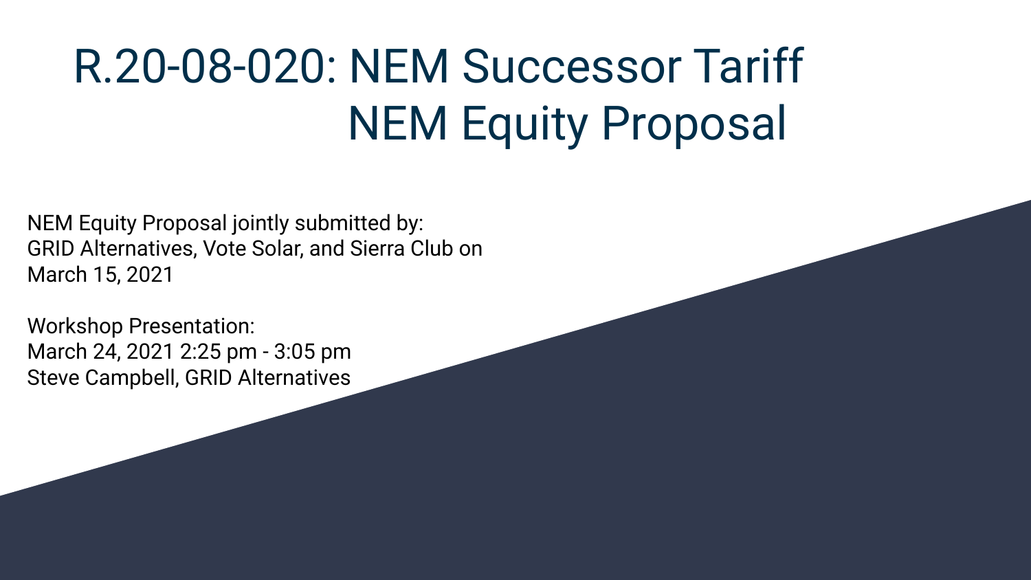# R.20-08-020: NEM Successor Tariff NEM Equity Proposal

NEM Equity Proposal jointly submitted by:
GRID Alternatives, Vote Solar, and Sierra Club on March 15, 2021

Workshop Presentation:
March 24, 2021 2:25 pm - 3:05 pm
Steve Campbell, GRID Alternatives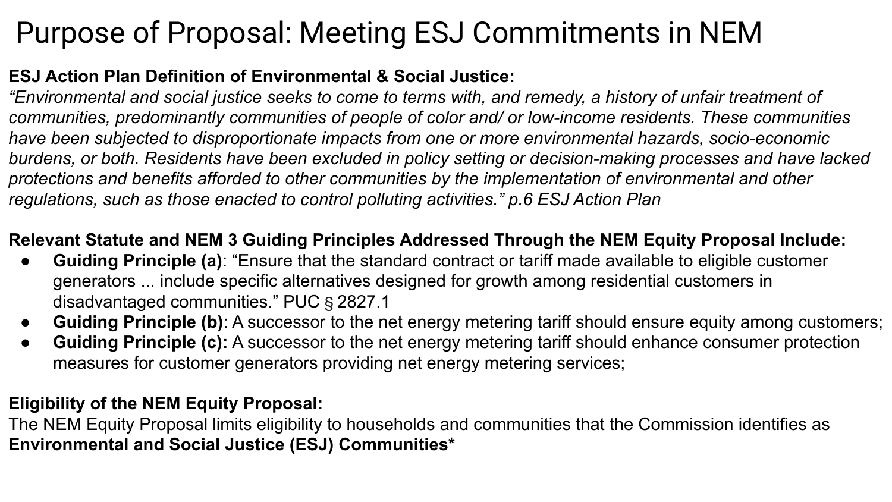# Purpose of Proposal: Meeting ESJ Commitments in NEM

**ESJ Action Plan Definition of Environmental & Social Justice:**

*"Environmental and social justice seeks to come to terms with, and remedy, a history of unfair treatment of communities, predominantly communities of people of color and/ or low-income residents. These communities have been subjected to disproportionate impacts from one or more environmental hazards, socio-economic burdens, or both. Residents have been excluded in policy setting or decision-making processes and have lacked protections and benefits afforded to other communities by the implementation of environmental and other regulations, such as those enacted to control polluting activities." p.6 ESJ Action Plan*

**Relevant Statute and NEM 3 Guiding Principles Addressed Through the NEM Equity Proposal Include:**

- **Guiding Principle (a)**: "Ensure that the standard contract or tariff made available to eligible customer generators ... include specific alternatives designed for growth among residential customers in disadvantaged communities." PUC § 2827.1
- **Guiding Principle (b)**: A successor to the net energy metering tariff should ensure equity among customers;
- **Guiding Principle (c):** A successor to the net energy metering tariff should enhance consumer protection measures for customer generators providing net energy metering services;

**Eligibility of the NEM Equity Proposal:**

The NEM Equity Proposal limits eligibility to households and communities that the Commission identifies as **Environmental and Social Justice (ESJ) Communities***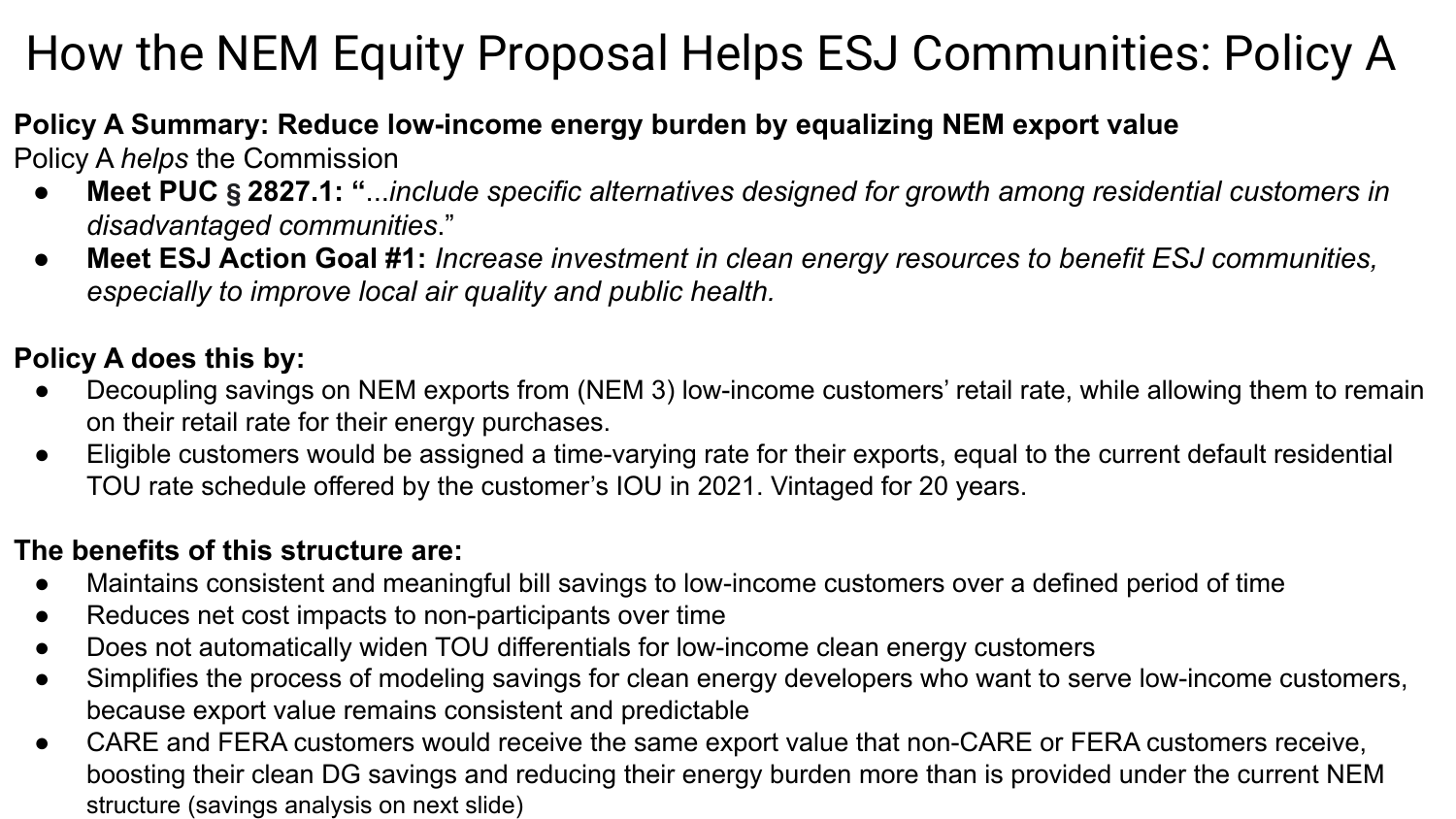# How the NEM Equity Proposal Helps ESJ Communities: Policy A

**Policy A Summary: Reduce low-income energy burden by equalizing NEM export value**

Policy A *helps* the Commission

- **Meet PUC § 2827.1: "**...*include specific alternatives designed for growth among residential customers in disadvantaged communities*."
- **Meet ESJ Action Goal #1:** *Increase investment in clean energy resources to benefit ESJ communities, especially to improve local air quality and public health.*

**Policy A does this by:**

- Decoupling savings on NEM exports from (NEM 3) low-income customers' retail rate, while allowing them to remain on their retail rate for their energy purchases.
- Eligible customers would be assigned a time-varying rate for their exports, equal to the current default residential TOU rate schedule offered by the customer's IOU in 2021. Vintaged for 20 years.

**The benefits of this structure are:**

- Maintains consistent and meaningful bill savings to low-income customers over a defined period of time
- Reduces net cost impacts to non-participants over time
- Does not automatically widen TOU differentials for low-income clean energy customers
- Simplifies the process of modeling savings for clean energy developers who want to serve low-income customers, because export value remains consistent and predictable
- CARE and FERA customers would receive the same export value that non-CARE or FERA customers receive, boosting their clean DG savings and reducing their energy burden more than is provided under the current NEM structure (savings analysis on next slide)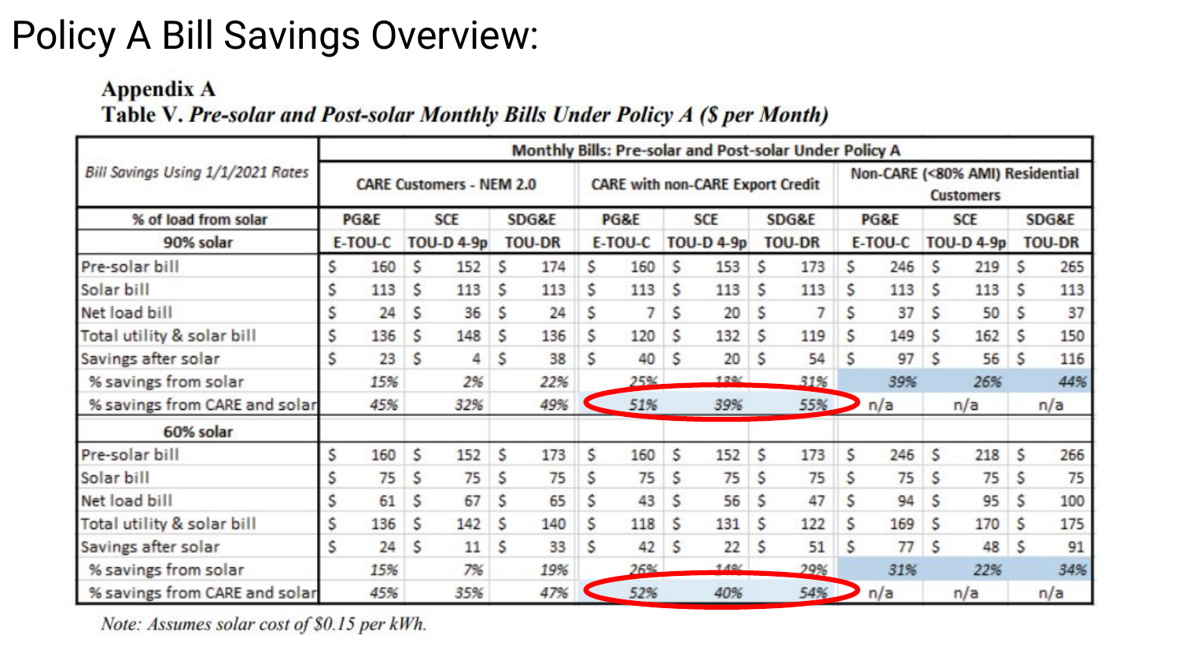# Policy A Bill Savings Overview:

**Appendix A**

**Table V.** ***Pre-solar and Post-solar Monthly Bills Under Policy A ($ per Month)***

| *Bill Savings Using 1/1/2021 Rates* | Monthly Bills: Pre-solar and Post-solar Under Policy A | | | | | | | | |
|---|---|---|---|---|---|---|---|---|---|
| | CARE Customers - NEM 2.0 | | | CARE with non-CARE Export Credit | | | Non-CARE (<80% AMI) Residential Customers | | |
| % of load from solar | PG&E | SCE | SDG&E | PG&E | SCE | SDG&E | PG&E | SCE | SDG&E |
| 90% solar | E-TOU-C | TOU-D 4-9p | TOU-DR | E-TOU-C | TOU-D 4-9p | TOU-DR | E-TOU-C | TOU-D 4-9p | TOU-DR |
| Pre-solar bill | $ 160 | $ 152 | $ 174 | $ 160 | $ 153 | $ 173 | $ 246 | $ 219 | $ 265 |
| Solar bill | $ 113 | $ 113 | $ 113 | $ 113 | $ 113 | $ 113 | $ 113 | $ 113 | $ 113 |
| Net load bill | $ 24 | $ 36 | $ 24 | $ 7 | $ 20 | $ 7 | $ 37 | $ 50 | $ 37 |
| Total utility & solar bill | $ 136 | $ 148 | $ 136 | $ 120 | $ 132 | $ 119 | $ 149 | $ 162 | $ 150 |
| Savings after solar | $ 23 | $ 4 | $ 38 | $ 40 | $ 20 | $ 54 | $ 97 | $ 56 | $ 116 |
| % savings from solar | *15%* | *2%* | *22%* | *25%* | *13%* | *31%* | *39%* | *26%* | *44%* |
| % savings from CARE and solar | *45%* | *32%* | *49%* | *51%* | *39%* | *55%* | n/a | n/a | n/a |
| 60% solar | | | | | | | | | |
| Pre-solar bill | $ 160 | $ 152 | $ 173 | $ 160 | $ 152 | $ 173 | $ 246 | $ 218 | $ 266 |
| Solar bill | $ 75 | $ 75 | $ 75 | $ 75 | $ 75 | $ 75 | $ 75 | $ 75 | $ 75 |
| Net load bill | $ 61 | $ 67 | $ 65 | $ 43 | $ 56 | $ 47 | $ 94 | $ 95 | $ 100 |
| Total utility & solar bill | $ 136 | $ 142 | $ 140 | $ 118 | $ 131 | $ 122 | $ 169 | $ 170 | $ 175 |
| Savings after solar | $ 24 | $ 11 | $ 33 | $ 42 | $ 22 | $ 51 | $ 77 | $ 48 | $ 91 |
| % savings from solar | *15%* | *7%* | *19%* | *26%* | *14%* | *29%* | *31%* | *22%* | *34%* |
| % savings from CARE and solar | *45%* | *35%* | *47%* | *52%* | *40%* | *54%* | n/a | n/a | n/a |

*Note: Assumes solar cost of $0.15 per kWh.*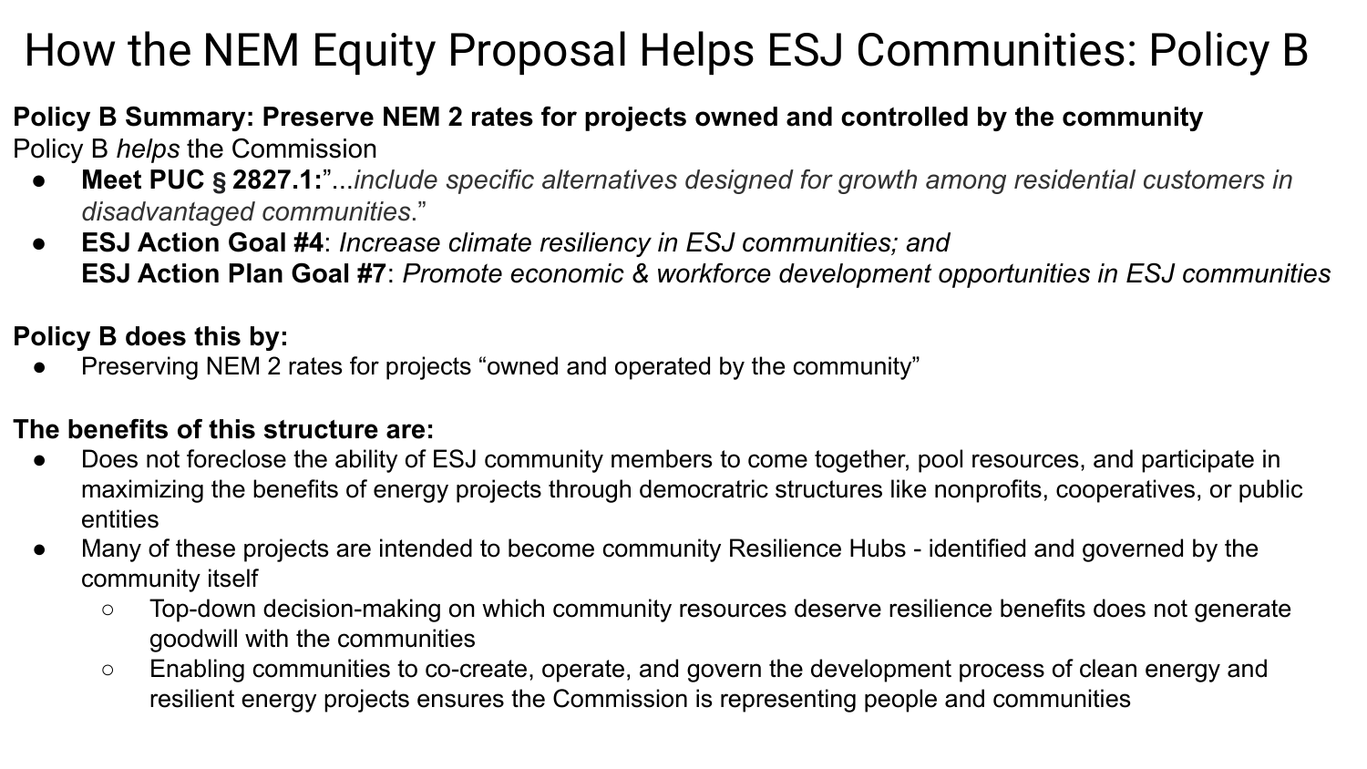# How the NEM Equity Proposal Helps ESJ Communities: Policy B

**Policy B Summary: Preserve NEM 2 rates for projects owned and controlled by the community**

Policy B *helps* the Commission

- **Meet PUC § 2827.1:**"...*include specific alternatives designed for growth among residential customers in disadvantaged communities*."
- **ESJ Action Goal #4**: *Increase climate resiliency in ESJ communities; and*
  **ESJ Action Plan Goal #7**: *Promote economic & workforce development opportunities in ESJ communities*

**Policy B does this by:**

- Preserving NEM 2 rates for projects "owned and operated by the community"

**The benefits of this structure are:**

- Does not foreclose the ability of ESJ community members to come together, pool resources, and participate in maximizing the benefits of energy projects through democratric structures like nonprofits, cooperatives, or public entities
- Many of these projects are intended to become community Resilience Hubs - identified and governed by the community itself
  - Top-down decision-making on which community resources deserve resilience benefits does not generate goodwill with the communities
  - Enabling communities to co-create, operate, and govern the development process of clean energy and resilient energy projects ensures the Commission is representing people and communities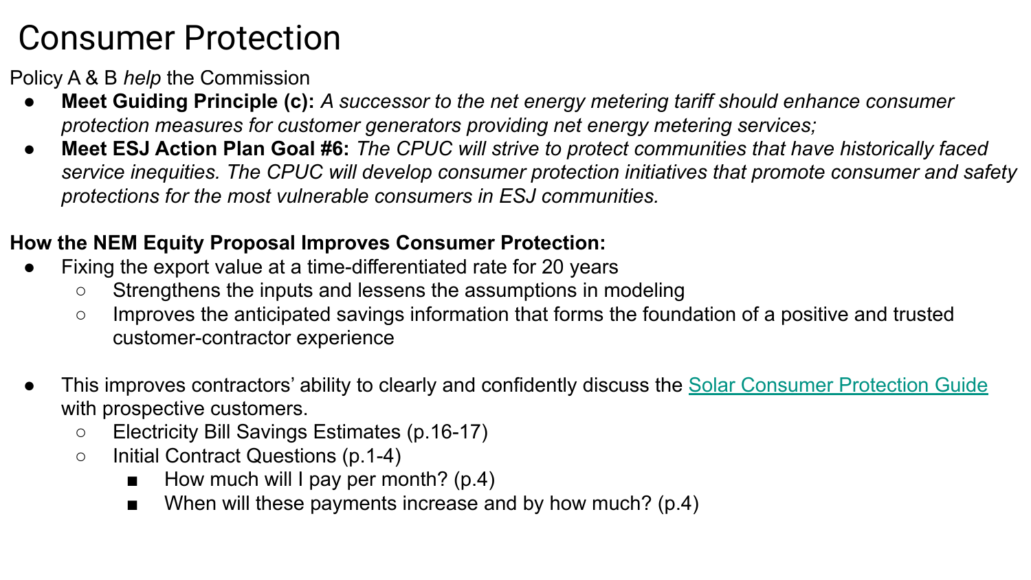# Consumer Protection

Policy A & B *help* the Commission

- **Meet Guiding Principle (c):** *A successor to the net energy metering tariff should enhance consumer protection measures for customer generators providing net energy metering services;*
- **Meet ESJ Action Plan Goal #6:** *The CPUC will strive to protect communities that have historically faced service inequities. The CPUC will develop consumer protection initiatives that promote consumer and safety protections for the most vulnerable consumers in ESJ communities.*

**How the NEM Equity Proposal Improves Consumer Protection:**

- Fixing the export value at a time-differentiated rate for 20 years
  - Strengthens the inputs and lessens the assumptions in modeling
  - Improves the anticipated savings information that forms the foundation of a positive and trusted customer-contractor experience

- This improves contractors' ability to clearly and confidently discuss the Solar Consumer Protection Guide with prospective customers.
  - Electricity Bill Savings Estimates (p.16-17)
  - Initial Contract Questions (p.1-4)
    - How much will I pay per month? (p.4)
    - When will these payments increase and by how much? (p.4)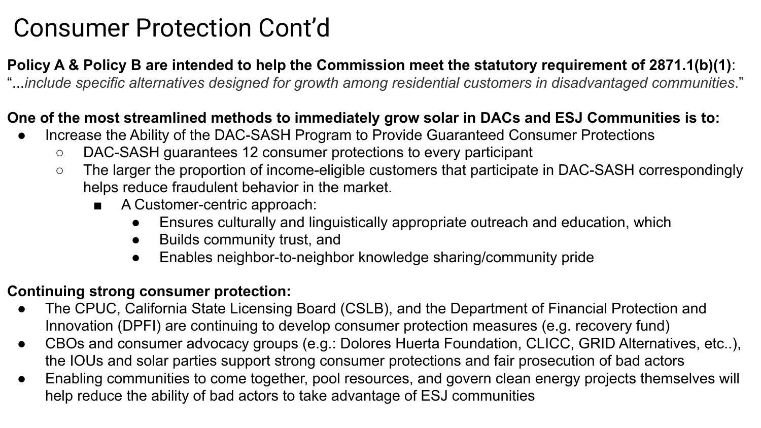# Consumer Protection Cont'd

**Policy A & Policy B are intended to help the Commission meet the statutory requirement of 2871.1(b)(1)**: "...*include specific alternatives designed for growth among residential customers in disadvantaged communities*."

**One of the most streamlined methods to immediately grow solar in DACs and ESJ Communities is to:**

- Increase the Ability of the DAC-SASH Program to Provide Guaranteed Consumer Protections
  - DAC-SASH guarantees 12 consumer protections to every participant
  - The larger the proportion of income-eligible customers that participate in DAC-SASH correspondingly helps reduce fraudulent behavior in the market.
    - A Customer-centric approach:
      - Ensures culturally and linguistically appropriate outreach and education, which
      - Builds community trust, and
      - Enables neighbor-to-neighbor knowledge sharing/community pride

**Continuing strong consumer protection:**

- The CPUC, California State Licensing Board (CSLB), and the Department of Financial Protection and Innovation (DPFI) are continuing to develop consumer protection measures (e.g. recovery fund)
- CBOs and consumer advocacy groups (e.g.: Dolores Huerta Foundation, CLICC, GRID Alternatives, etc..), the IOUs and solar parties support strong consumer protections and fair prosecution of bad actors
- Enabling communities to come together, pool resources, and govern clean energy projects themselves will help reduce the ability of bad actors to take advantage of ESJ communities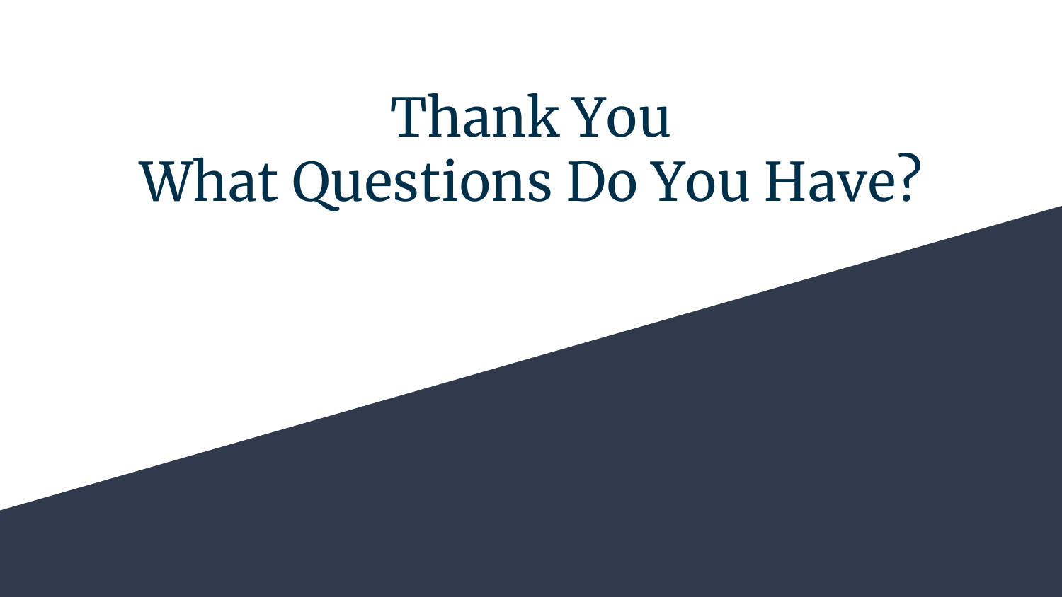# Thank You
# What Questions Do You Have?